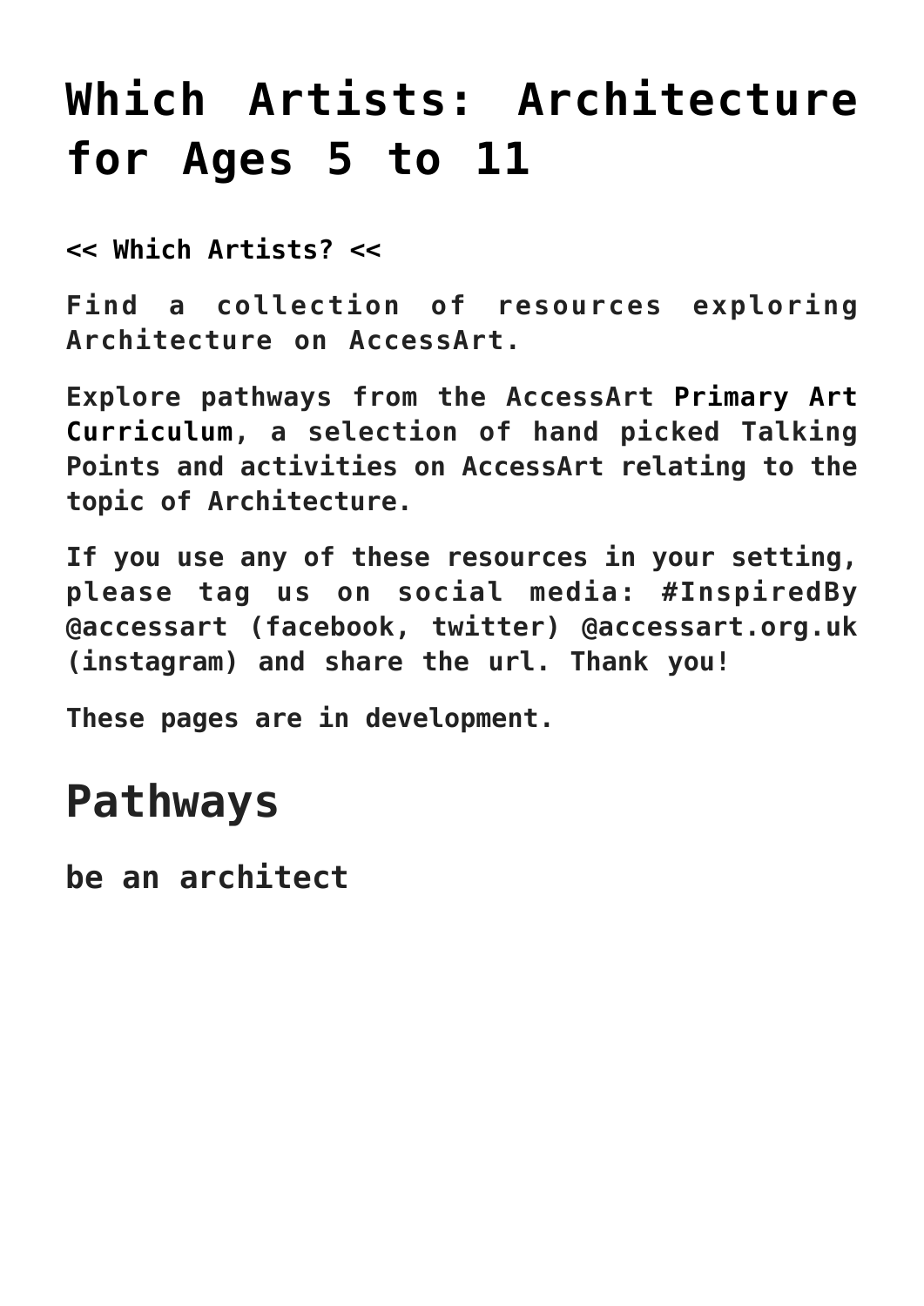# Which Artists: Architecture for Ages 5 to 11

**<< Which Artists? <<**

**Find a collection of resources exploring Architecture on AccessArt.**

**Explore pathways from the AccessArt Primary Art Curriculum, a selection of hand picked Talking Points and activities on AccessArt relating to the topic of Architecture.**

**If you use any of these resources in your setting, please tag us on social media: #InspiredBy @accessart (facebook, twitter) @accessart.org.uk (instagram) and share the url. Thank you!**

**These pages are in development.**

## Pathways

### be an architect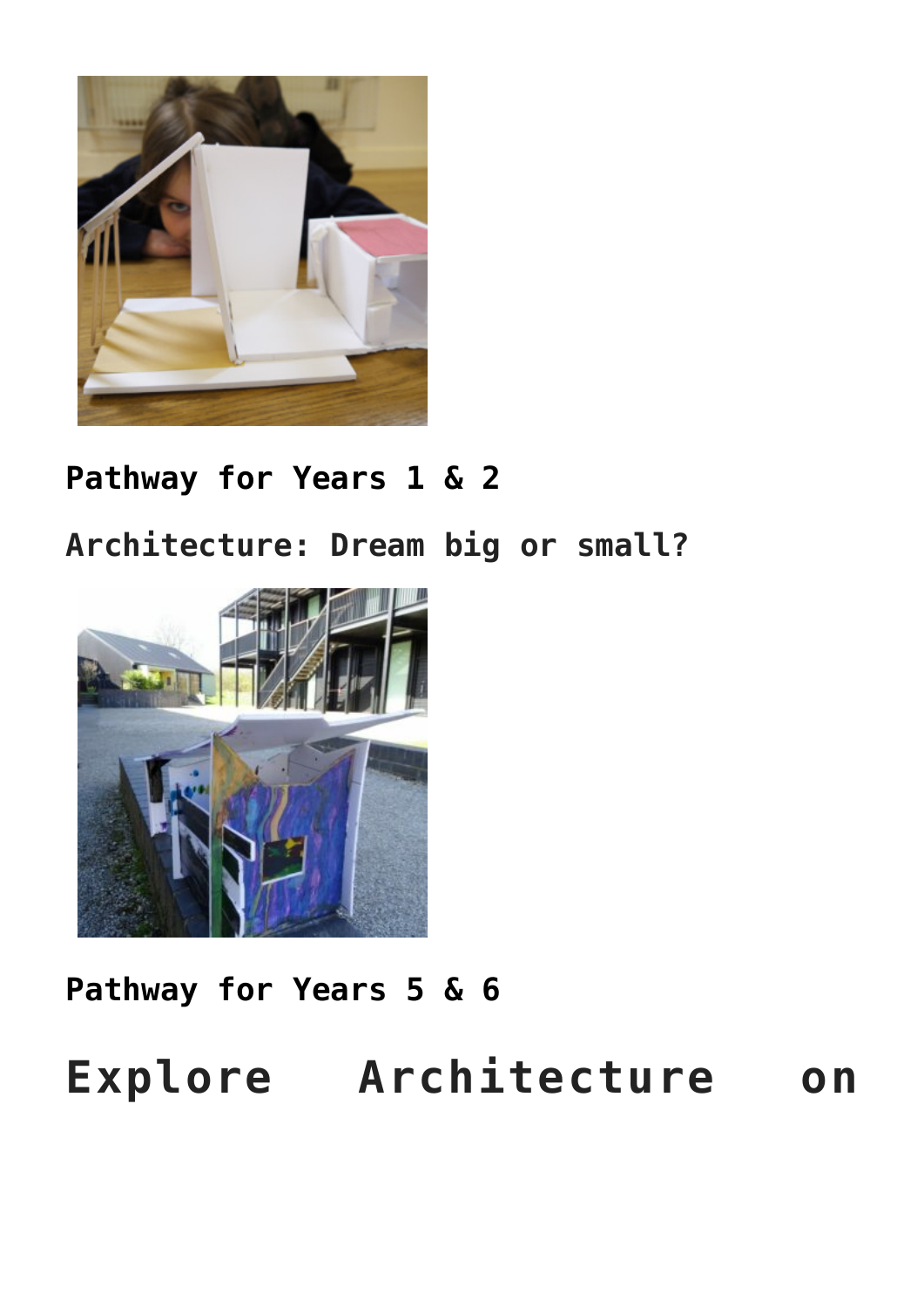**Pathway for Years 1 & 2**

**Architecture: Dream big or small?**

**Pathway for Years 5 & 6**

# Explore Architecture on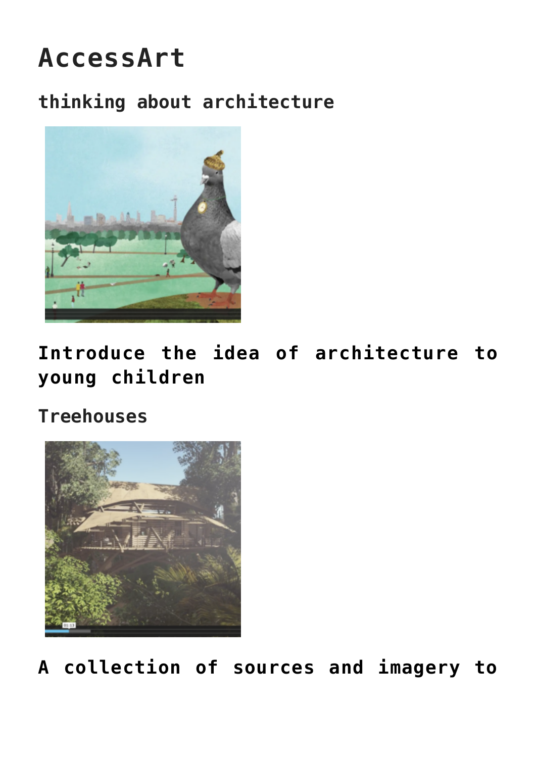# AccessArt

## thinking about architecture

### Introduce the idea of architecture to young children

## Treehouses

### A collection of sources and imagery to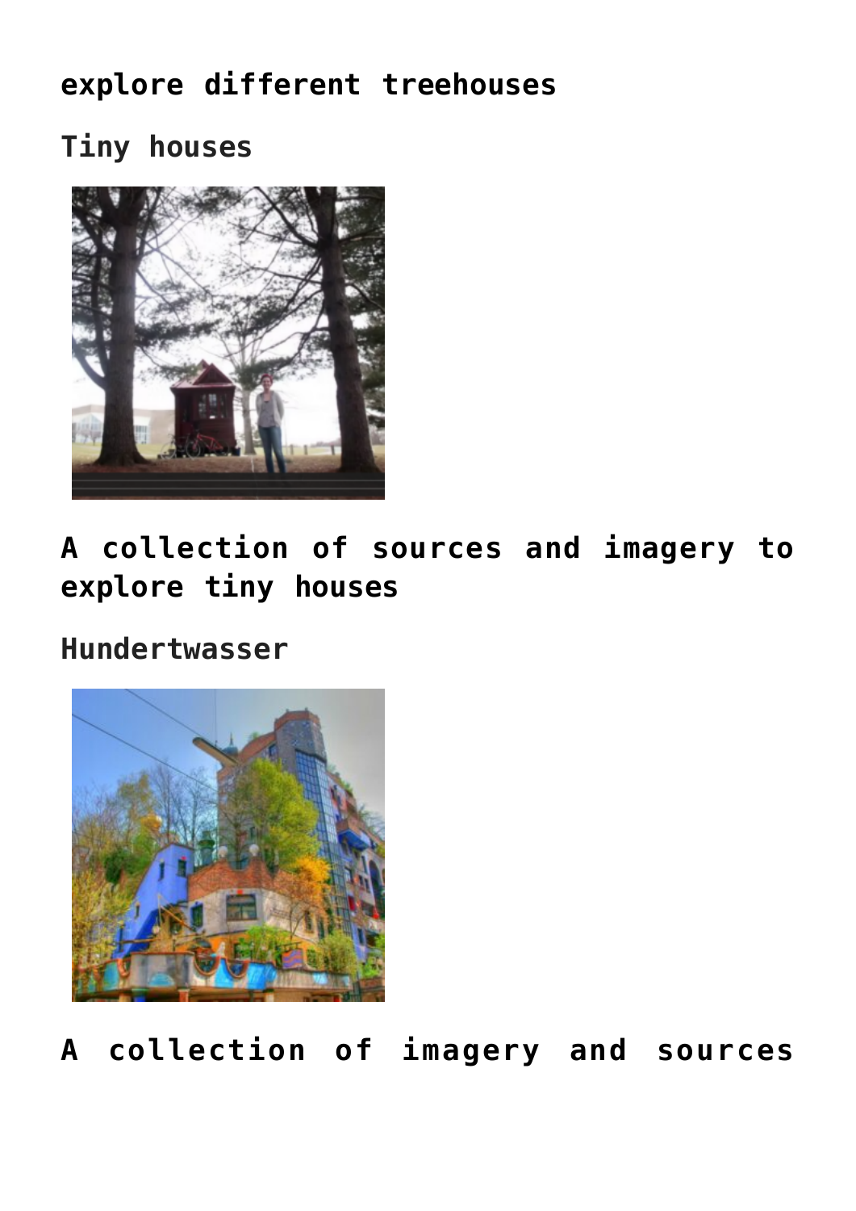**explore different treehouses**

## Tiny houses

**A collection of sources and imagery to explore tiny houses**

## Hundertwasser

**A collection of imagery and sources**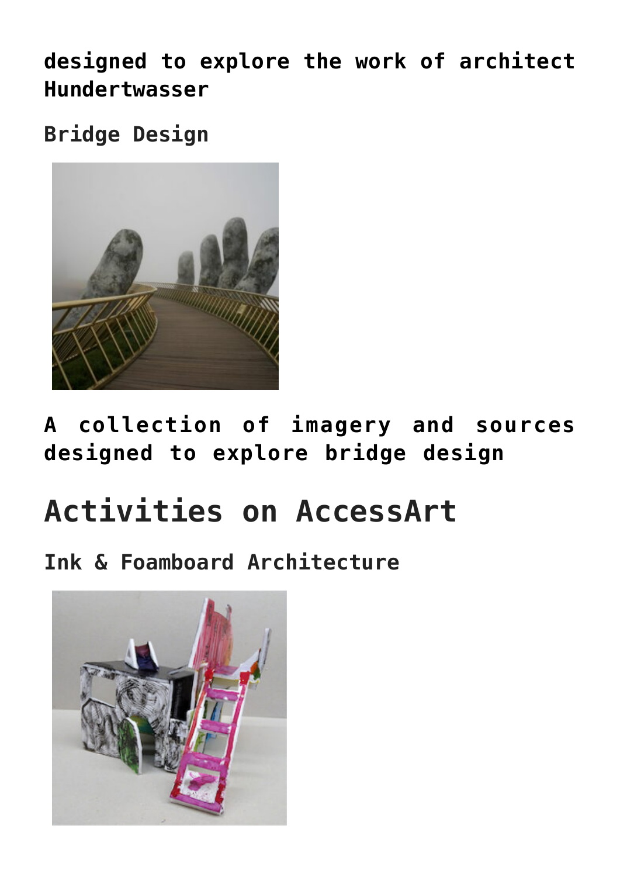**designed to explore the work of architect Hundertwasser**

### Bridge Design

**A collection of imagery and sources designed to explore bridge design**

## Activities on AccessArt

### Ink & Foamboard Architecture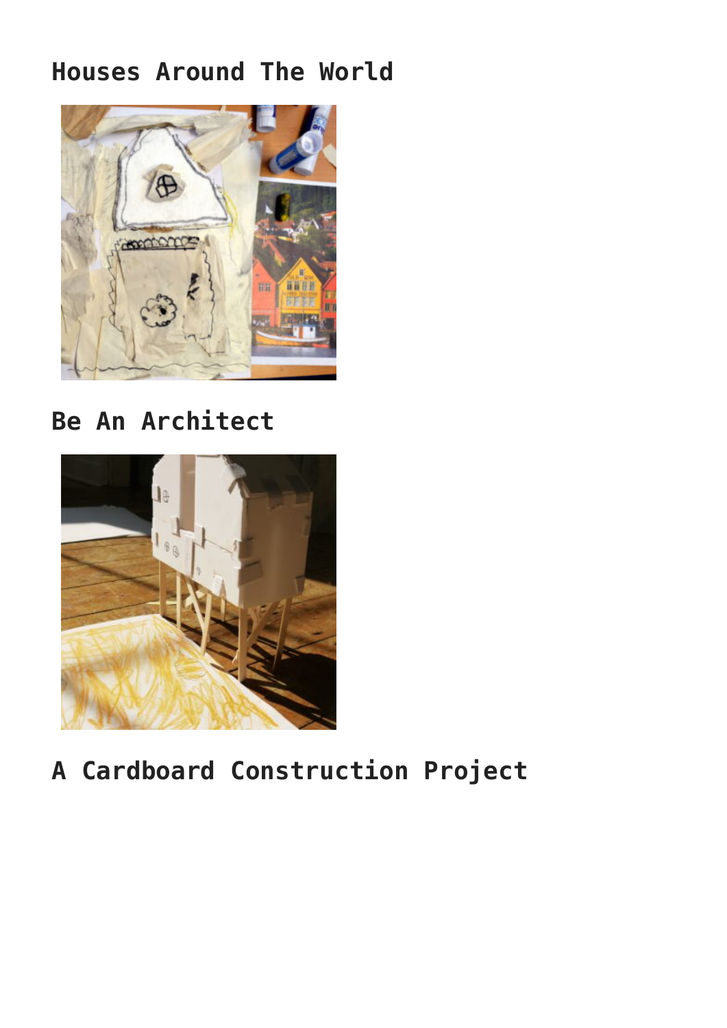## Houses Around The World

## Be An Architect

## A Cardboard Construction Project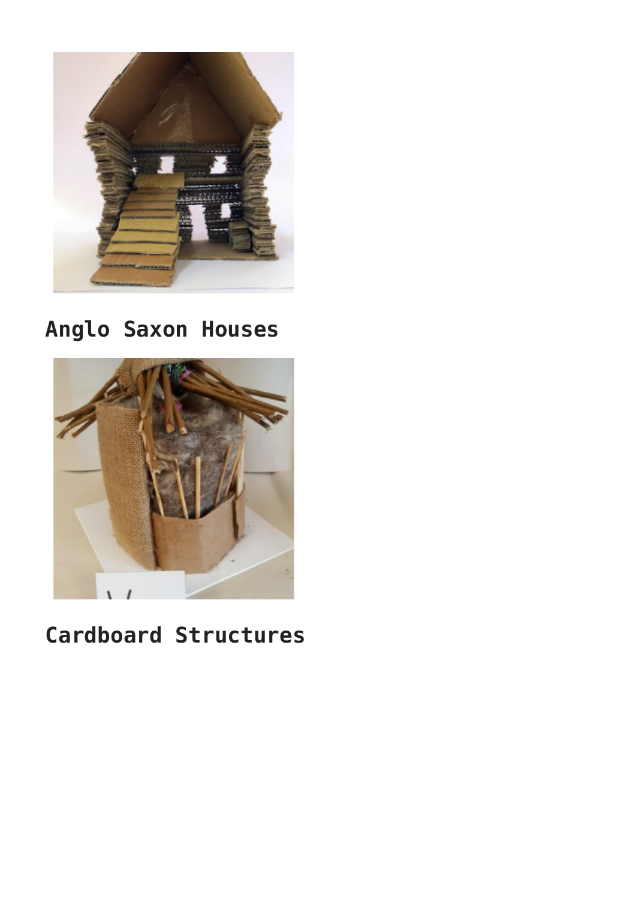## Anglo Saxon Houses

## Cardboard Structures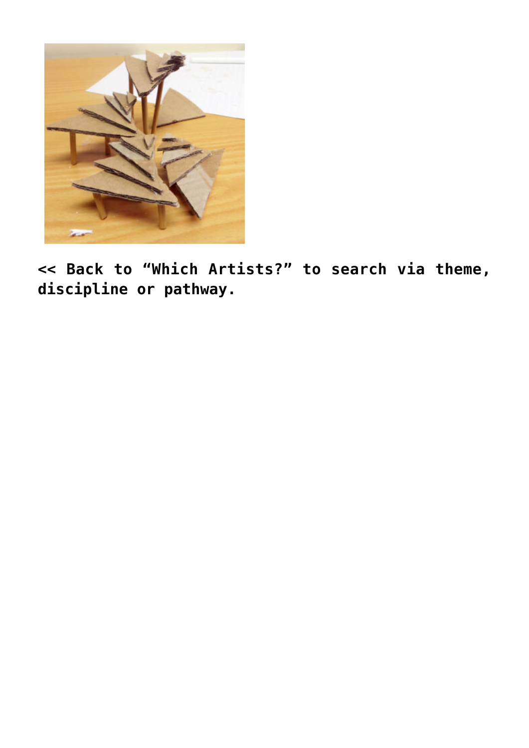**<< Back to “Which Artists?” to search via theme, discipline or pathway.**